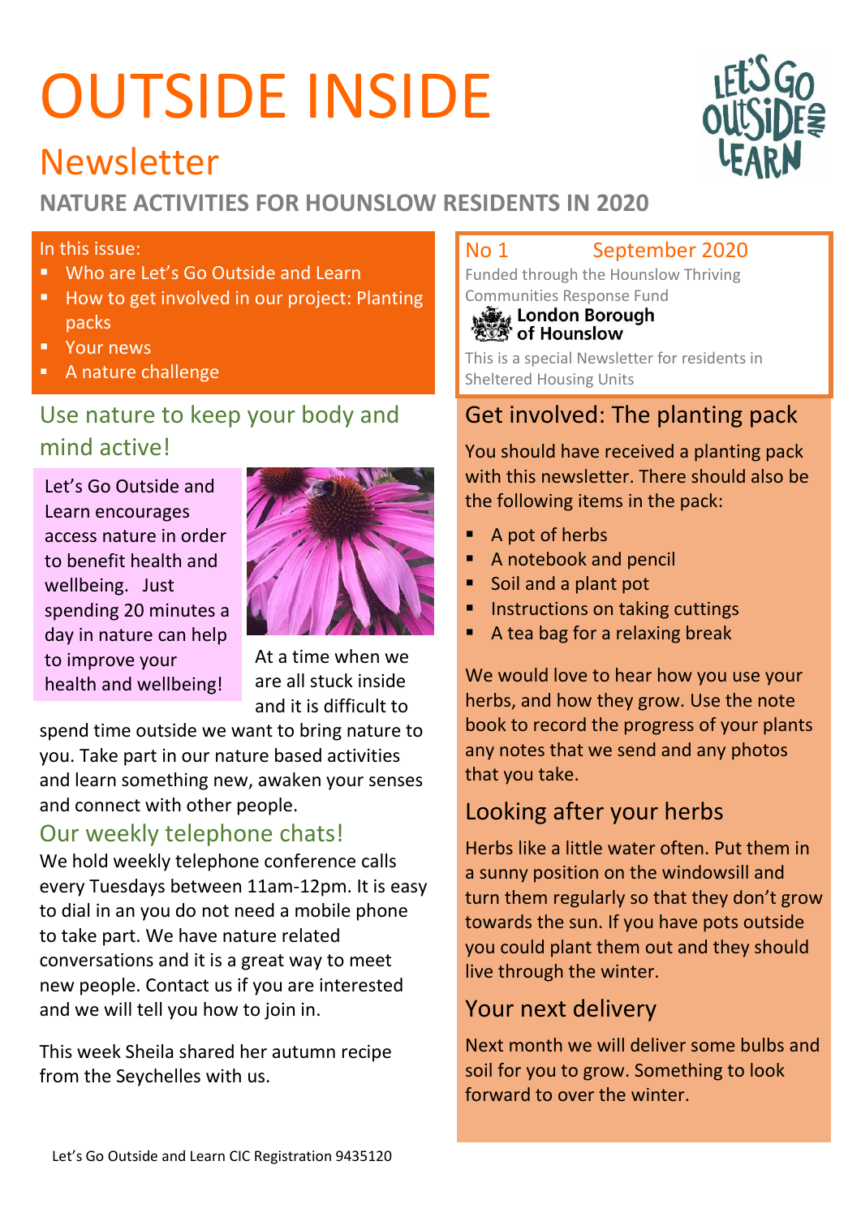# OUTSIDE INSIDE

## Newsletter

**NATURE ACTIVITIES FOR HOUNSLOW RESIDENTS IN 2020**

In this issue:

- Who are Let's Go Outside and Learn
- How to get involved in our project: Planting packs
- Your news
- A nature challenge

No 1 September 2020

Funded through the Hounslow Thriving Communities Response Fund

London Borough of Hounslow

This is a special Newsletter for residents in Sheltered Housing Units

## Use nature to keep your body and mind active!

Let's Go Outside and Learn encourages access nature in order to benefit health and wellbeing. Just spending 20 minutes a day in nature can help to improve your health and wellbeing!

At a time when we are all stuck inside and it is difficult to spend time outside we want to bring nature to you. Take part in our nature based activities and learn something new, awaken your senses and connect with other people.

## Our weekly telephone chats!

We hold weekly telephone conference calls every Tuesdays between 11am-12pm. It is easy to dial in an you do not need a mobile phone to take part. We have nature related conversations and it is a great way to meet new people. Contact us if you are interested and we will tell you how to join in.

This week Sheila shared her autumn recipe from the Seychelles with us.

## Get involved: The planting pack

You should have received a planting pack with this newsletter. There should also be the following items in the pack:

- A pot of herbs
- A notebook and pencil
- Soil and a plant pot
- Instructions on taking cuttings
- A tea bag for a relaxing break

We would love to hear how you use your herbs, and how they grow. Use the note book to record the progress of your plants any notes that we send and any photos that you take.

## Looking after your herbs

Herbs like a little water often. Put them in a sunny position on the windowsill and turn them regularly so that they don't grow towards the sun. If you have pots outside you could plant them out and they should live through the winter.

## Your next delivery

Next month we will deliver some bulbs and soil for you to grow. Something to look forward to over the winter.

Let's Go Outside and Learn CIC Registration 9435120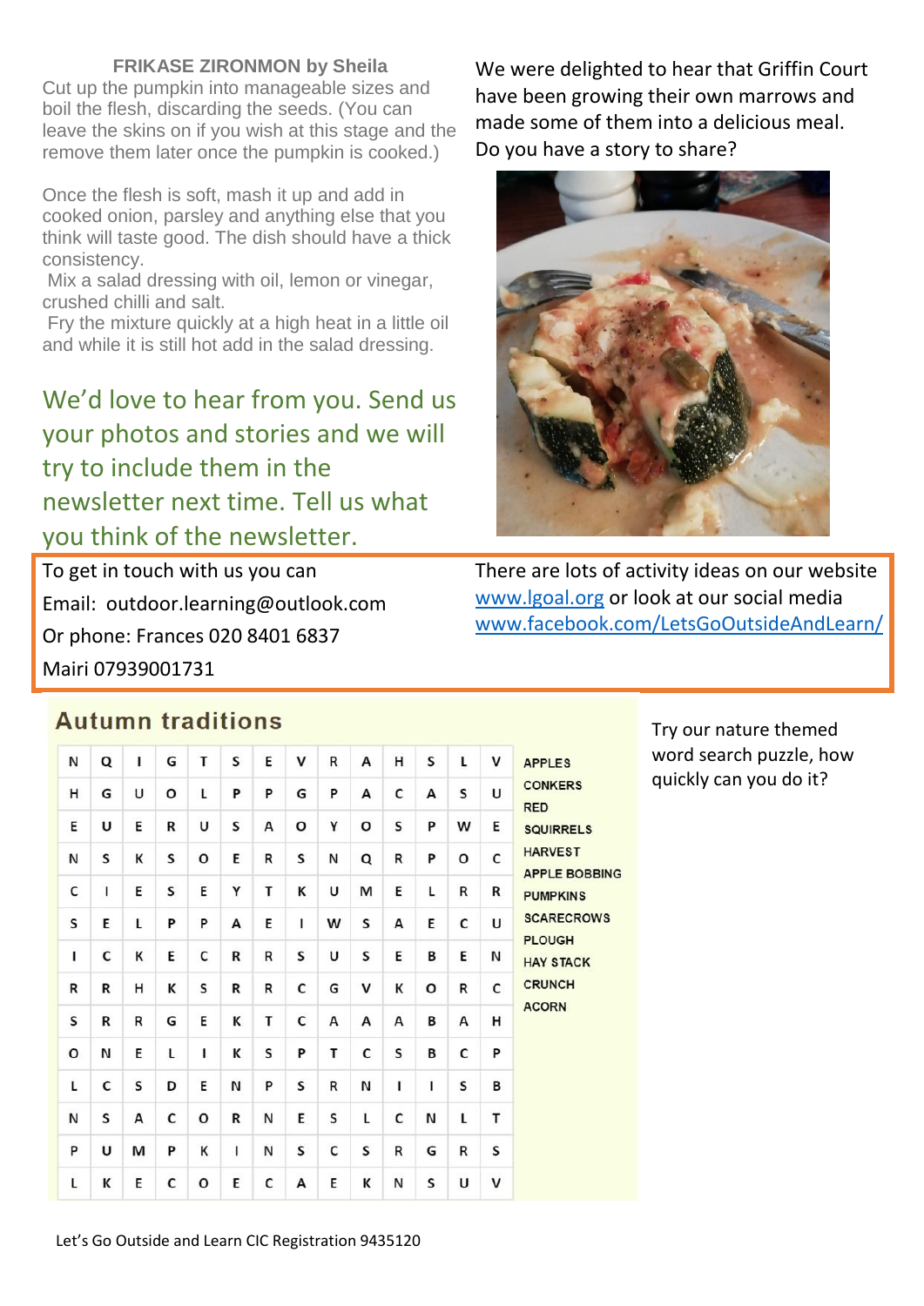### FRIKASE ZIRONMON by Sheila

Cut up the pumpkin into manageable sizes and boil the flesh, discarding the seeds. (You can leave the skins on if you wish at this stage and the remove them later once the pumpkin is cooked.)

Once the flesh is soft, mash it up and add in cooked onion, parsley and anything else that you think will taste good. The dish should have a thick consistency.

Mix a salad dressing with oil, lemon or vinegar, crushed chilli and salt.

Fry the mixture quickly at a high heat in a little oil and while it is still hot add in the salad dressing.

We were delighted to hear that Griffin Court have been growing their own marrows and made some of them into a delicious meal. Do you have a story to share?

We'd love to hear from you. Send us your photos and stories and we will try to include them in the newsletter next time. Tell us what you think of the newsletter.

To get in touch with us you can

Email: outdoor.learning@outlook.com

Or phone: Frances 020 8401 6837

Mairi 07939001731

There are lots of activity ideas on our website www.lgoal.org or look at our social media www.facebook.com/LetsGoOutsideAndLearn/

## Autumn traditions

| | | | | | | | | | | | | | |
|---|---|---|---|---|---|---|---|---|---|---|---|---|---|
| N | Q | I | G | T | S | E | V | R | A | H | S | L | V |
| H | G | U | O | L | P | P | G | P | A | C | A | S | U |
| E | U | E | R | U | S | A | O | Y | O | S | P | W | E |
| N | S | K | S | O | E | R | S | N | Q | R | P | O | C |
| C | I | E | S | E | Y | T | K | U | M | E | L | R | R |
| S | E | L | P | P | A | E | I | W | S | A | E | C | U |
| I | C | K | E | C | R | R | S | U | S | E | B | E | N |
| R | R | H | K | S | R | R | C | G | V | K | O | R | C |
| S | R | R | G | E | K | T | C | A | A | A | B | A | H |
| O | N | E | L | I | K | S | P | T | C | S | B | C | P |
| L | C | S | D | E | N | P | S | R | N | I | I | S | B |
| N | S | A | C | O | R | N | E | S | L | C | N | L | T |
| P | U | M | P | K | I | N | S | C | S | R | G | R | S |
| L | K | E | C | O | E | C | A | E | K | N | S | U | V |

APPLES
CONKERS
RED
SQUIRRELS
HARVEST
APPLE BOBBING
PUMPKINS
SCARECROWS
PLOUGH
HAY STACK
CRUNCH
ACORN

Try our nature themed word search puzzle, how quickly can you do it?

Let's Go Outside and Learn CIC Registration 9435120